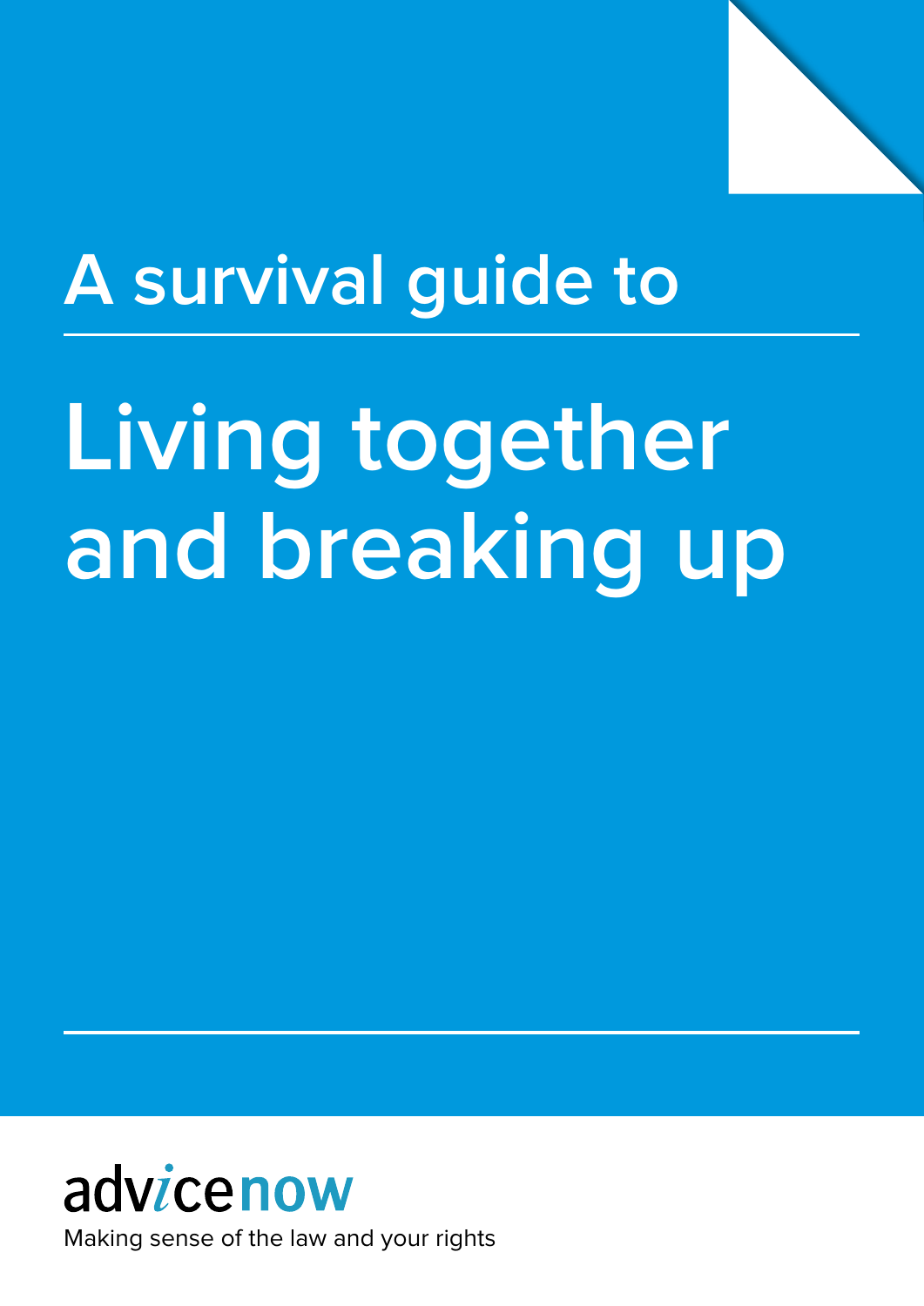A survival guide to

# Living together and breaking up

advicenow

Making sense of the law and your rights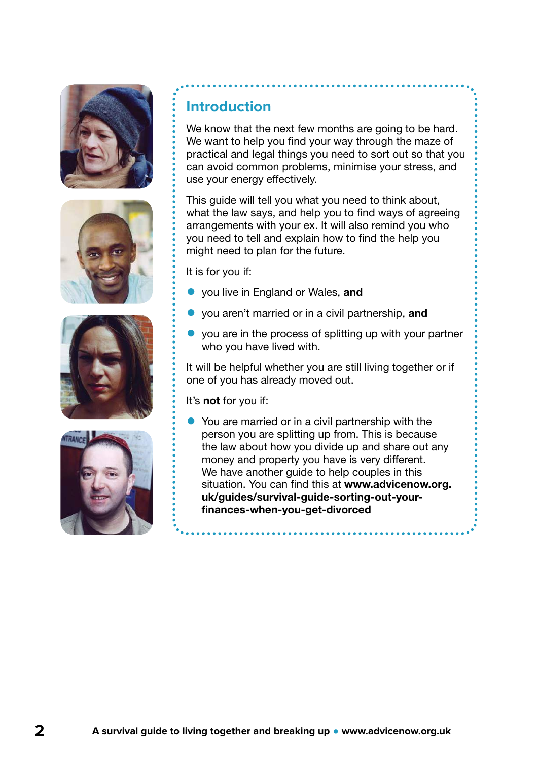## Introduction

We know that the next few months are going to be hard. We want to help you find your way through the maze of practical and legal things you need to sort out so that you can avoid common problems, minimise your stress, and use your energy effectively.

This guide will tell you what you need to think about, what the law says, and help you to find ways of agreeing arrangements with your ex. It will also remind you who you need to tell and explain how to find the help you might need to plan for the future.

It is for you if:

- you live in England or Wales, **and**
- you aren't married or in a civil partnership, **and**
- you are in the process of splitting up with your partner who you have lived with.

It will be helpful whether you are still living together or if one of you has already moved out.

It's **not** for you if:

- You are married or in a civil partnership with the person you are splitting up from. This is because the law about how you divide up and share out any money and property you have is very different. We have another guide to help couples in this situation. You can find this at **www.advicenow.org.uk/guides/survival-guide-sorting-out-your-finances-when-you-get-divorced**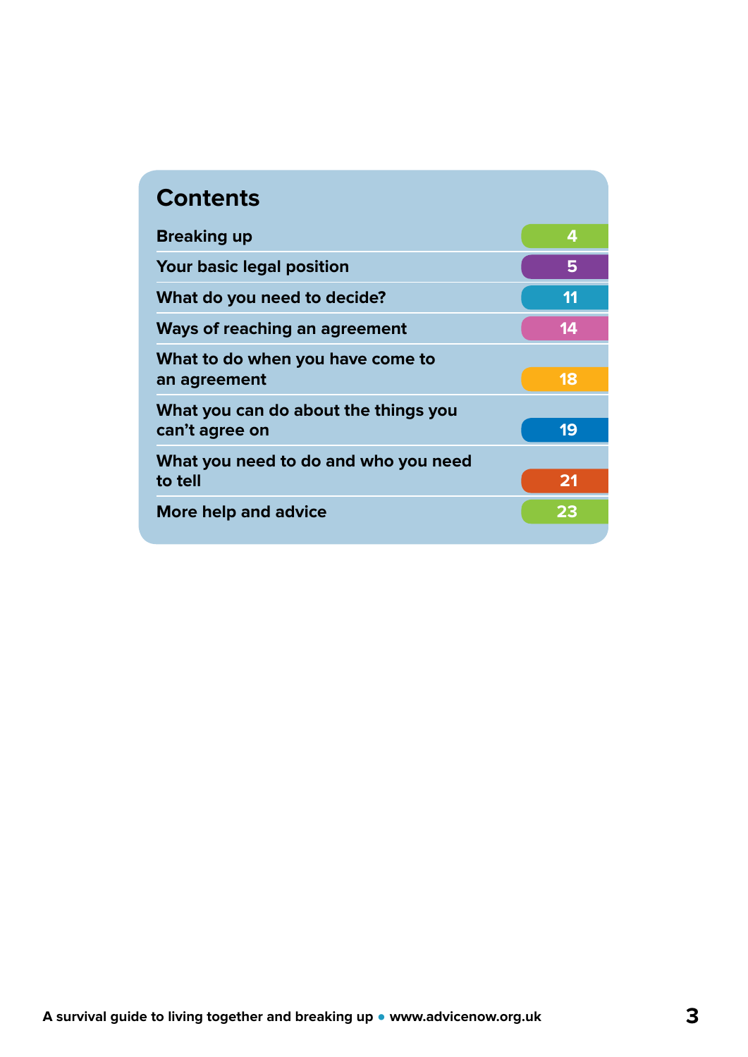# Contents

| Section | Page |
| --- | --- |
| Breaking up | 4 |
| Your basic legal position | 5 |
| What do you need to decide? | 11 |
| Ways of reaching an agreement | 14 |
| What to do when you have come to an agreement | 18 |
| What you can do about the things you can't agree on | 19 |
| What you need to do and who you need to tell | 21 |
| More help and advice | 23 |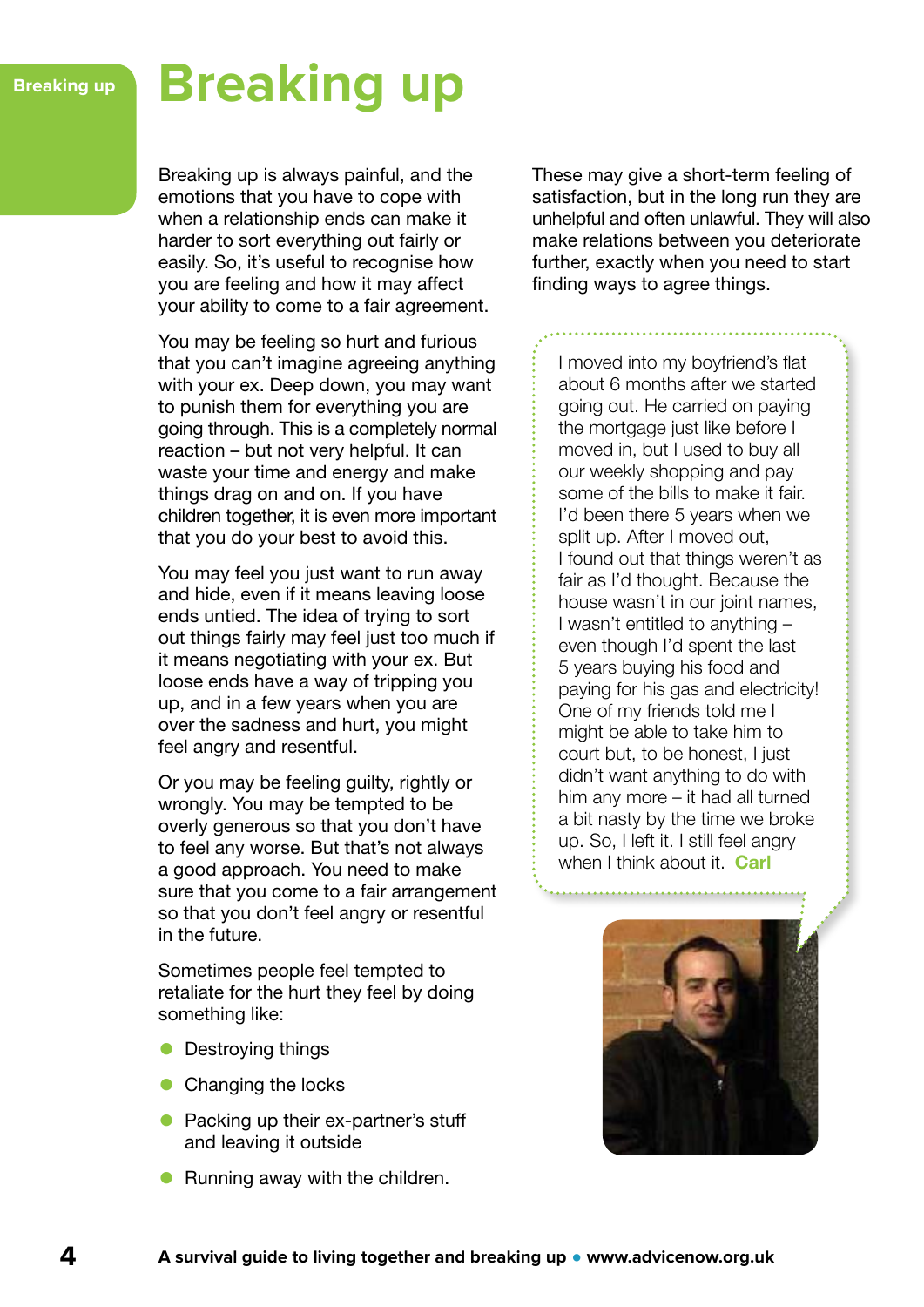# Breaking up

Breaking up is always painful, and the emotions that you have to cope with when a relationship ends can make it harder to sort everything out fairly or easily. So, it's useful to recognise how you are feeling and how it may affect your ability to come to a fair agreement.

You may be feeling so hurt and furious that you can't imagine agreeing anything with your ex. Deep down, you may want to punish them for everything you are going through. This is a completely normal reaction – but not very helpful. It can waste your time and energy and make things drag on and on. If you have children together, it is even more important that you do your best to avoid this.

You may feel you just want to run away and hide, even if it means leaving loose ends untied. The idea of trying to sort out things fairly may feel just too much if it means negotiating with your ex. But loose ends have a way of tripping you up, and in a few years when you are over the sadness and hurt, you might feel angry and resentful.

Or you may be feeling guilty, rightly or wrongly. You may be tempted to be overly generous so that you don't have to feel any worse. But that's not always a good approach. You need to make sure that you come to a fair arrangement so that you don't feel angry or resentful in the future.

Sometimes people feel tempted to retaliate for the hurt they feel by doing something like:

- Destroying things
- Changing the locks
- Packing up their ex-partner's stuff and leaving it outside
- Running away with the children.

These may give a short-term feeling of satisfaction, but in the long run they are unhelpful and often unlawful. They will also make relations between you deteriorate further, exactly when you need to start finding ways to agree things.

I moved into my boyfriend's flat about 6 months after we started going out. He carried on paying the mortgage just like before I moved in, but I used to buy all our weekly shopping and pay some of the bills to make it fair. I'd been there 5 years when we split up. After I moved out, I found out that things weren't as fair as I'd thought. Because the house wasn't in our joint names, I wasn't entitled to anything – even though I'd spent the last 5 years buying his food and paying for his gas and electricity! One of my friends told me I might be able to take him to court but, to be honest, I just didn't want anything to do with him any more – it had all turned a bit nasty by the time we broke up. So, I left it. I still feel angry when I think about it. **Carl**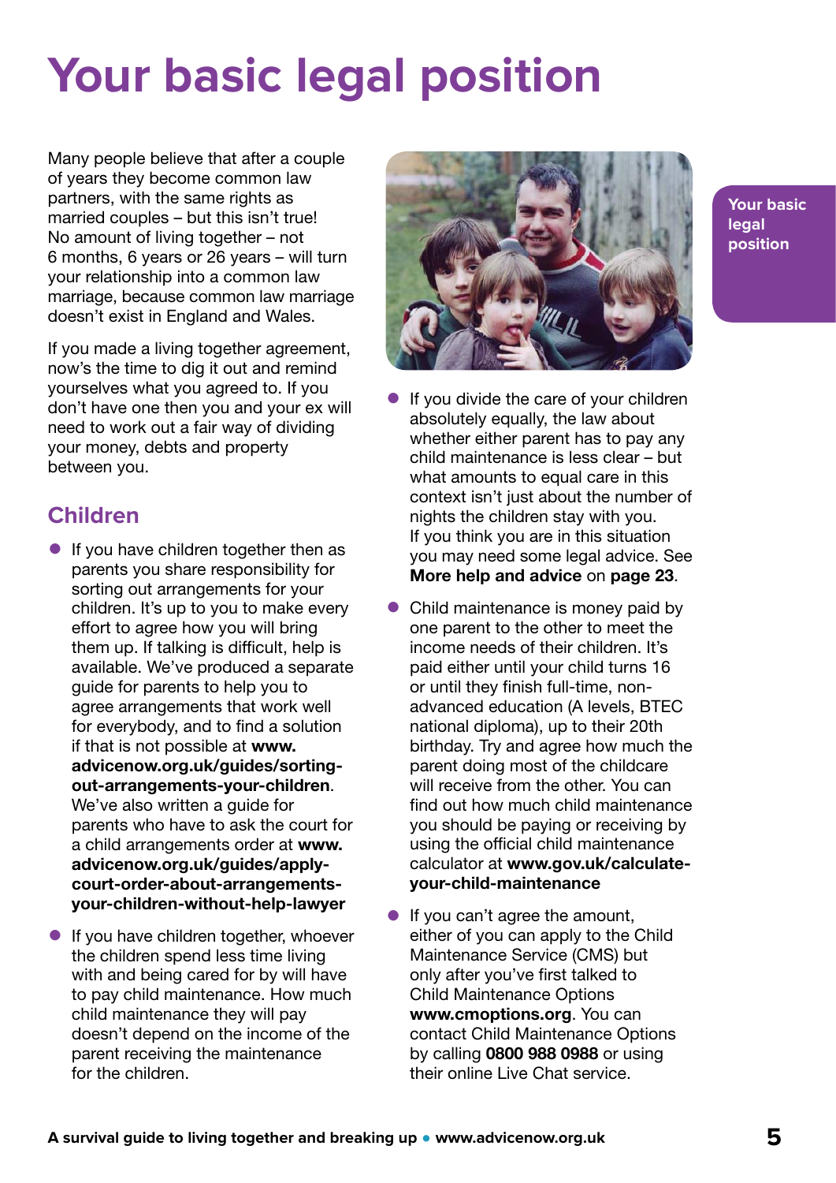# Your basic legal position

Many people believe that after a couple of years they become common law partners, with the same rights as married couples – but this isn't true! No amount of living together – not 6 months, 6 years or 26 years – will turn your relationship into a common law marriage, because common law marriage doesn't exist in England and Wales.

If you made a living together agreement, now's the time to dig it out and remind yourselves what you agreed to. If you don't have one then you and your ex will need to work out a fair way of dividing your money, debts and property between you.

## Children

- If you have children together then as parents you share responsibility for sorting out arrangements for your children. It's up to you to make every effort to agree how you will bring them up. If talking is difficult, help is available. We've produced a separate guide for parents to help you to agree arrangements that work well for everybody, and to find a solution if that is not possible at **www.advicenow.org.uk/guides/sorting-out-arrangements-your-children**. We've also written a guide for parents who have to ask the court for a child arrangements order at **www.advicenow.org.uk/guides/apply-court-order-about-arrangements-your-children-without-help-lawyer**
- If you have children together, whoever the children spend less time living with and being cared for by will have to pay child maintenance. How much child maintenance they will pay doesn't depend on the income of the parent receiving the maintenance for the children.
- If you divide the care of your children absolutely equally, the law about whether either parent has to pay any child maintenance is less clear – but what amounts to equal care in this context isn't just about the number of nights the children stay with you. If you think you are in this situation you may need some legal advice. See **More help and advice** on **page 23**.
- Child maintenance is money paid by one parent to the other to meet the income needs of their children. It's paid either until your child turns 16 or until they finish full-time, non-advanced education (A levels, BTEC national diploma), up to their 20th birthday. Try and agree how much the parent doing most of the childcare will receive from the other. You can find out how much child maintenance you should be paying or receiving by using the official child maintenance calculator at **www.gov.uk/calculate-your-child-maintenance**
- If you can't agree the amount, either of you can apply to the Child Maintenance Service (CMS) but only after you've first talked to Child Maintenance Options **www.cmoptions.org**. You can contact Child Maintenance Options by calling **0800 988 0988** or using their online Live Chat service.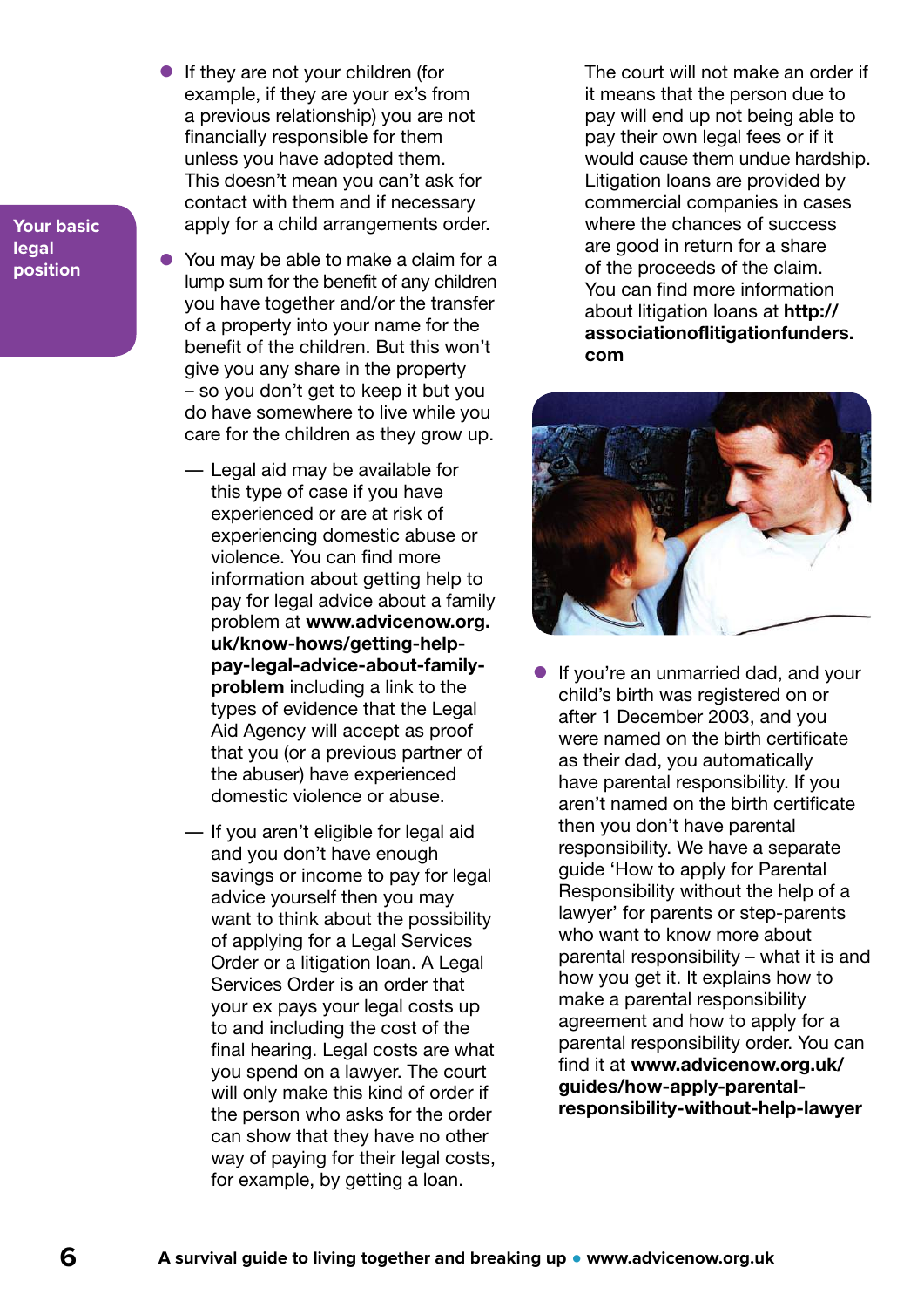Your basic legal position

- If they are not your children (for example, if they are your ex's from a previous relationship) you are not financially responsible for them unless you have adopted them. This doesn't mean you can't ask for contact with them and if necessary apply for a child arrangements order.
- You may be able to make a claim for a lump sum for the benefit of any children you have together and/or the transfer of a property into your name for the benefit of the children. But this won't give you any share in the property – so you don't get to keep it but you do have somewhere to live while you care for the children as they grow up.
  - — Legal aid may be available for this type of case if you have experienced or are at risk of experiencing domestic abuse or violence. You can find more information about getting help to pay for legal advice about a family problem at **www.advicenow.org.uk/know-hows/getting-help-pay-legal-advice-about-family-problem** including a link to the types of evidence that the Legal Aid Agency will accept as proof that you (or a previous partner of the abuser) have experienced domestic violence or abuse.
  - — If you aren't eligible for legal aid and you don't have enough savings or income to pay for legal advice yourself then you may want to think about the possibility of applying for a Legal Services Order or a litigation loan. A Legal Services Order is an order that your ex pays your legal costs up to and including the cost of the final hearing. Legal costs are what you spend on a lawyer. The court will only make this kind of order if the person who asks for the order can show that they have no other way of paying for their legal costs, for example, by getting a loan.

    The court will not make an order if it means that the person due to pay will end up not being able to pay their own legal fees or if it would cause them undue hardship. Litigation loans are provided by commercial companies in cases where the chances of success are good in return for a share of the proceeds of the claim. You can find more information about litigation loans at **http://associationoflitigationfunders.com**

- If you're an unmarried dad, and your child's birth was registered on or after 1 December 2003, and you were named on the birth certificate as their dad, you automatically have parental responsibility. If you aren't named on the birth certificate then you don't have parental responsibility. We have a separate guide 'How to apply for Parental Responsibility without the help of a lawyer' for parents or step-parents who want to know more about parental responsibility – what it is and how you get it. It explains how to make a parental responsibility agreement and how to apply for a parental responsibility order. You can find it at **www.advicenow.org.uk/guides/how-apply-parental-responsibility-without-help-lawyer**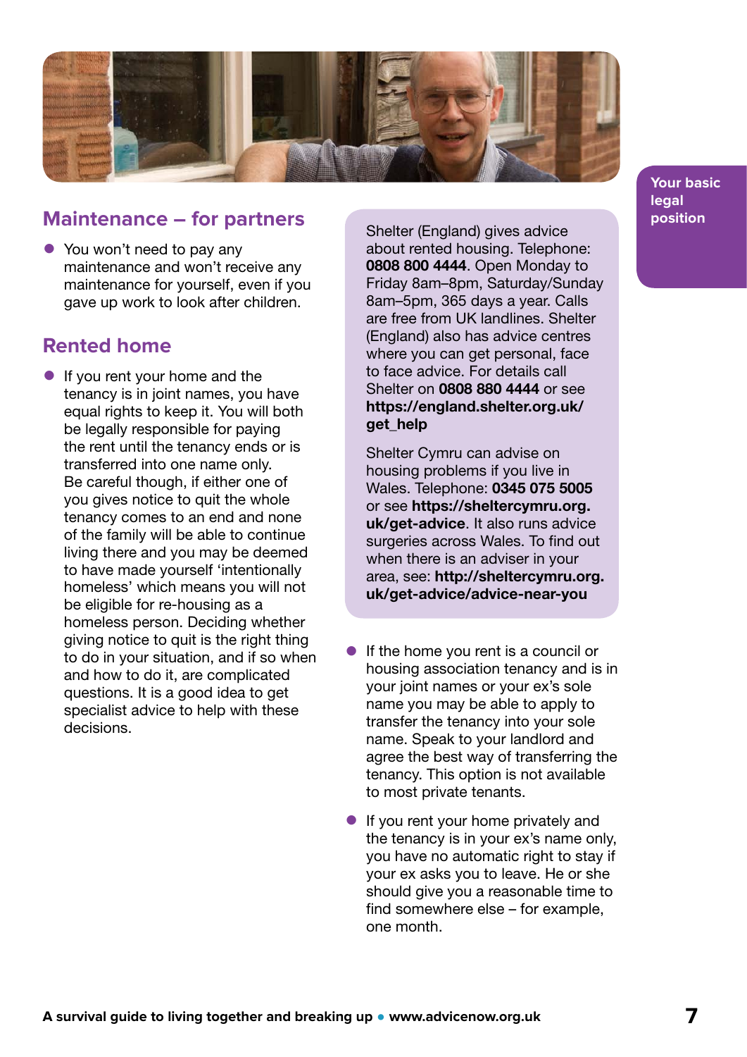## Maintenance – for partners

- You won't need to pay any maintenance and won't receive any maintenance for yourself, even if you gave up work to look after children.

## Rented home

- If you rent your home and the tenancy is in joint names, you have equal rights to keep it. You will both be legally responsible for paying the rent until the tenancy ends or is transferred into one name only. Be careful though, if either one of you gives notice to quit the whole tenancy comes to an end and none of the family will be able to continue living there and you may be deemed to have made yourself 'intentionally homeless' which means you will not be eligible for re-housing as a homeless person. Deciding whether giving notice to quit is the right thing to do in your situation, and if so when and how to do it, are complicated questions. It is a good idea to get specialist advice to help with these decisions.

Shelter (England) gives advice about rented housing. Telephone: **0808 800 4444**. Open Monday to Friday 8am–8pm, Saturday/Sunday 8am–5pm, 365 days a year. Calls are free from UK landlines. Shelter (England) also has advice centres where you can get personal, face to face advice. For details call Shelter on **0808 880 4444** or see **https://england.shelter.org.uk/get_help**

Shelter Cymru can advise on housing problems if you live in Wales. Telephone: **0345 075 5005** or see **https://sheltercymru.org.uk/get-advice**. It also runs advice surgeries across Wales. To find out when there is an adviser in your area, see: **http://sheltercymru.org.uk/get-advice/advice-near-you**

- If the home you rent is a council or housing association tenancy and is in your joint names or your ex's sole name you may be able to apply to transfer the tenancy into your sole name. Speak to your landlord and agree the best way of transferring the tenancy. This option is not available to most private tenants.
- If you rent your home privately and the tenancy is in your ex's name only, you have no automatic right to stay if your ex asks you to leave. He or she should give you a reasonable time to find somewhere else – for example, one month.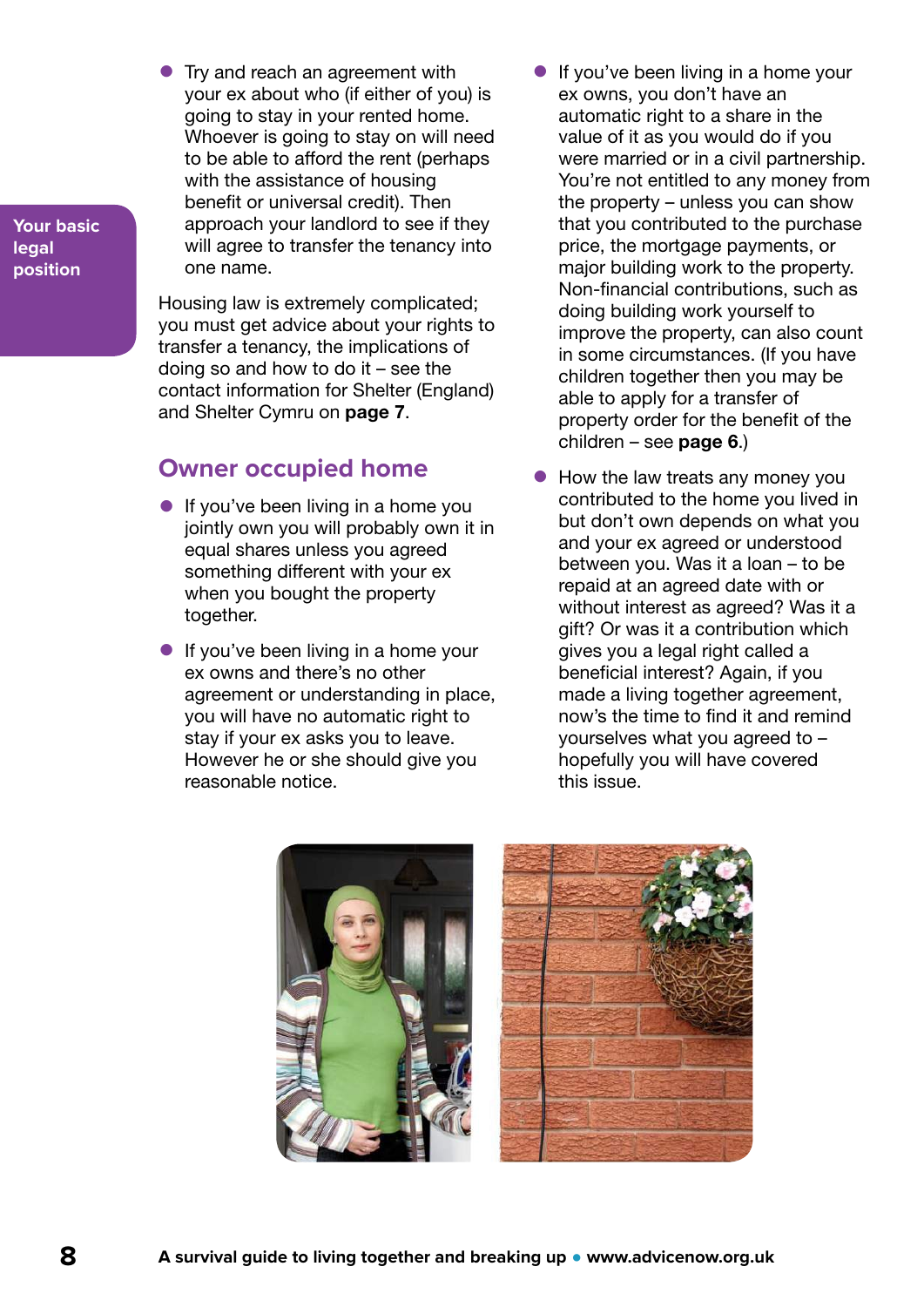- Try and reach an agreement with your ex about who (if either of you) is going to stay in your rented home. Whoever is going to stay on will need to be able to afford the rent (perhaps with the assistance of housing benefit or universal credit). Then approach your landlord to see if they will agree to transfer the tenancy into one name.

Housing law is extremely complicated; you must get advice about your rights to transfer a tenancy, the implications of doing so and how to do it – see the contact information for Shelter (England) and Shelter Cymru on **page 7**.

## Owner occupied home

- If you've been living in a home you jointly own you will probably own it in equal shares unless you agreed something different with your ex when you bought the property together.
- If you've been living in a home your ex owns and there's no other agreement or understanding in place, you will have no automatic right to stay if your ex asks you to leave. However he or she should give you reasonable notice.
- If you've been living in a home your ex owns, you don't have an automatic right to a share in the value of it as you would do if you were married or in a civil partnership. You're not entitled to any money from the property – unless you can show that you contributed to the purchase price, the mortgage payments, or major building work to the property. Non-financial contributions, such as doing building work yourself to improve the property, can also count in some circumstances. (If you have children together then you may be able to apply for a transfer of property order for the benefit of the children – see **page 6**.)
- How the law treats any money you contributed to the home you lived in but don't own depends on what you and your ex agreed or understood between you. Was it a loan – to be repaid at an agreed date with or without interest as agreed? Was it a gift? Or was it a contribution which gives you a legal right called a beneficial interest? Again, if you made a living together agreement, now's the time to find it and remind yourselves what you agreed to – hopefully you will have covered this issue.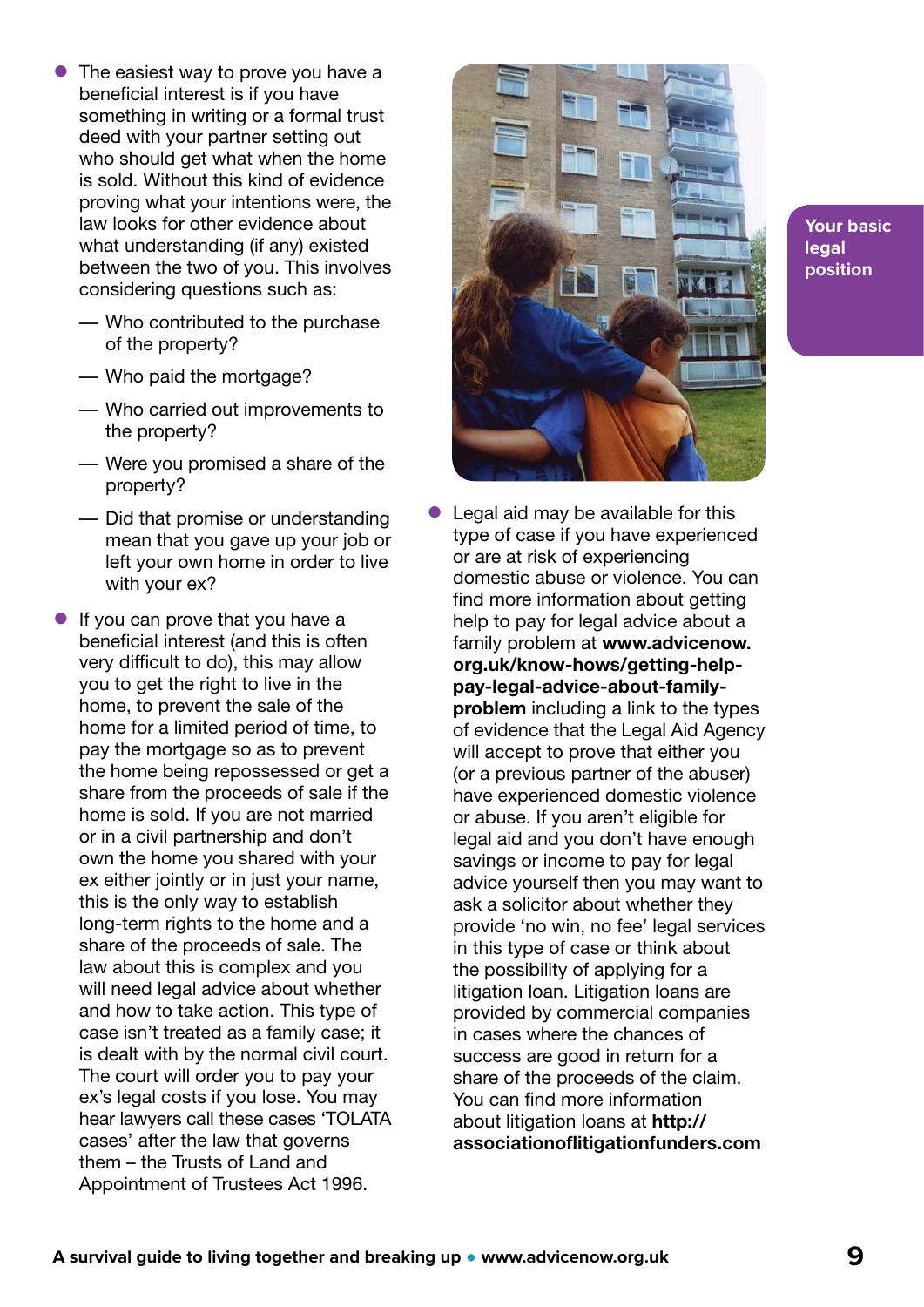- The easiest way to prove you have a beneficial interest is if you have something in writing or a formal trust deed with your partner setting out who should get what when the home is sold. Without this kind of evidence proving what your intentions were, the law looks for other evidence about what understanding (if any) existed between the two of you. This involves considering questions such as:
  - Who contributed to the purchase of the property?
  - Who paid the mortgage?
  - Who carried out improvements to the property?
  - Were you promised a share of the property?
  - Did that promise or understanding mean that you gave up your job or left your own home in order to live with your ex?
- If you can prove that you have a beneficial interest (and this is often very difficult to do), this may allow you to get the right to live in the home, to prevent the sale of the home for a limited period of time, to pay the mortgage so as to prevent the home being repossessed or get a share from the proceeds of sale if the home is sold. If you are not married or in a civil partnership and don't own the home you shared with your ex either jointly or in just your name, this is the only way to establish long-term rights to the home and a share of the proceeds of sale. The law about this is complex and you will need legal advice about whether and how to take action. This type of case isn't treated as a family case; it is dealt with by the normal civil court. The court will order you to pay your ex's legal costs if you lose. You may hear lawyers call these cases 'TOLATA cases' after the law that governs them – the Trusts of Land and Appointment of Trustees Act 1996.
- Legal aid may be available for this type of case if you have experienced or are at risk of experiencing domestic abuse or violence. You can find more information about getting help to pay for legal advice about a family problem at **www.advicenow.org.uk/know-hows/getting-help-pay-legal-advice-about-family-problem** including a link to the types of evidence that the Legal Aid Agency will accept to prove that either you (or a previous partner of the abuser) have experienced domestic violence or abuse. If you aren't eligible for legal aid and you don't have enough savings or income to pay for legal advice yourself then you may want to ask a solicitor about whether they provide 'no win, no fee' legal services in this type of case or think about the possibility of applying for a litigation loan. Litigation loans are provided by commercial companies in cases where the chances of success are good in return for a share of the proceeds of the claim. You can find more information about litigation loans at **http://associationoflitigationfunders.com**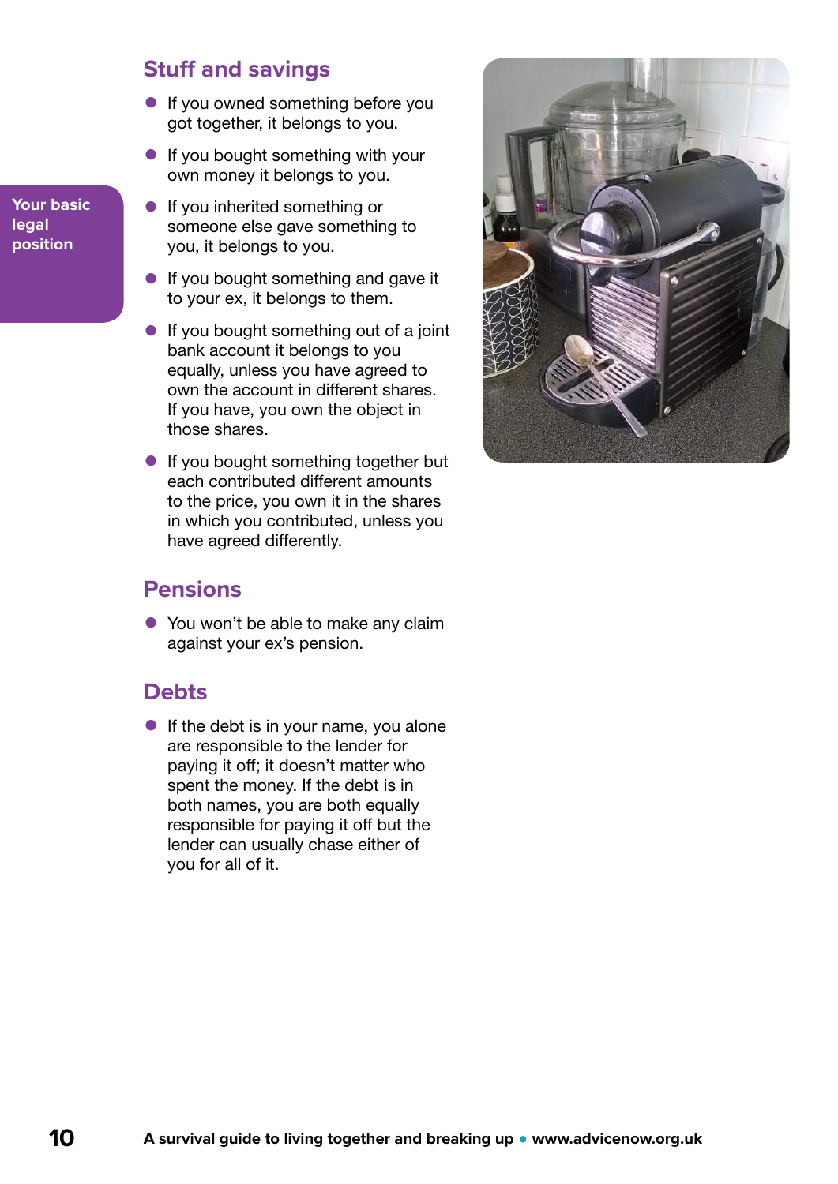Your basic legal position

## Stuff and savings

- If you owned something before you got together, it belongs to you.
- If you bought something with your own money it belongs to you.
- If you inherited something or someone else gave something to you, it belongs to you.
- If you bought something and gave it to your ex, it belongs to them.
- If you bought something out of a joint bank account it belongs to you equally, unless you have agreed to own the account in different shares. If you have, you own the object in those shares.
- If you bought something together but each contributed different amounts to the price, you own it in the shares in which you contributed, unless you have agreed differently.

## Pensions

- You won't be able to make any claim against your ex's pension.

## Debts

- If the debt is in your name, you alone are responsible to the lender for paying it off; it doesn't matter who spent the money. If the debt is in both names, you are both equally responsible for paying it off but the lender can usually chase either of you for all of it.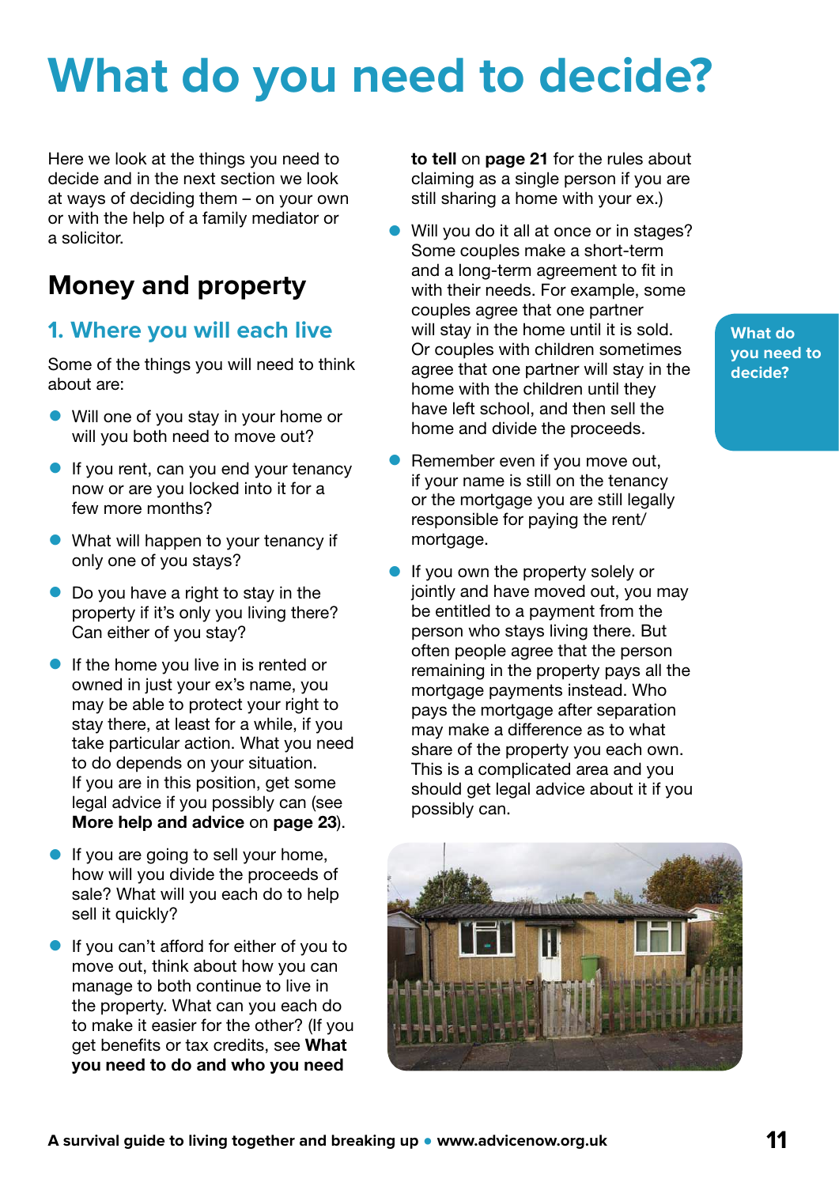# What do you need to decide?

Here we look at the things you need to decide and in the next section we look at ways of deciding them – on your own or with the help of a family mediator or a solicitor.

## Money and property

### 1. Where you will each live

Some of the things you will need to think about are:

- Will one of you stay in your home or will you both need to move out?
- If you rent, can you end your tenancy now or are you locked into it for a few more months?
- What will happen to your tenancy if only one of you stays?
- Do you have a right to stay in the property if it's only you living there? Can either of you stay?
- If the home you live in is rented or owned in just your ex's name, you may be able to protect your right to stay there, at least for a while, if you take particular action. What you need to do depends on your situation. If you are in this position, get some legal advice if you possibly can (see **More help and advice** on **page 23**).
- If you are going to sell your home, how will you divide the proceeds of sale? What will you each do to help sell it quickly?
- If you can't afford for either of you to move out, think about how you can manage to both continue to live in the property. What can you each do to make it easier for the other? (If you get benefits or tax credits, see **What you need to do and who you need to tell** on **page 21** for the rules about claiming as a single person if you are still sharing a home with your ex.)
- Will you do it all at once or in stages? Some couples make a short-term and a long-term agreement to fit in with their needs. For example, some couples agree that one partner will stay in the home until it is sold. Or couples with children sometimes agree that one partner will stay in the home with the children until they have left school, and then sell the home and divide the proceeds.
- Remember even if you move out, if your name is still on the tenancy or the mortgage you are still legally responsible for paying the rent/mortgage.
- If you own the property solely or jointly and have moved out, you may be entitled to a payment from the person who stays living there. But often people agree that the person remaining in the property pays all the mortgage payments instead. Who pays the mortgage after separation may make a difference as to what share of the property you each own. This is a complicated area and you should get legal advice about it if you possibly can.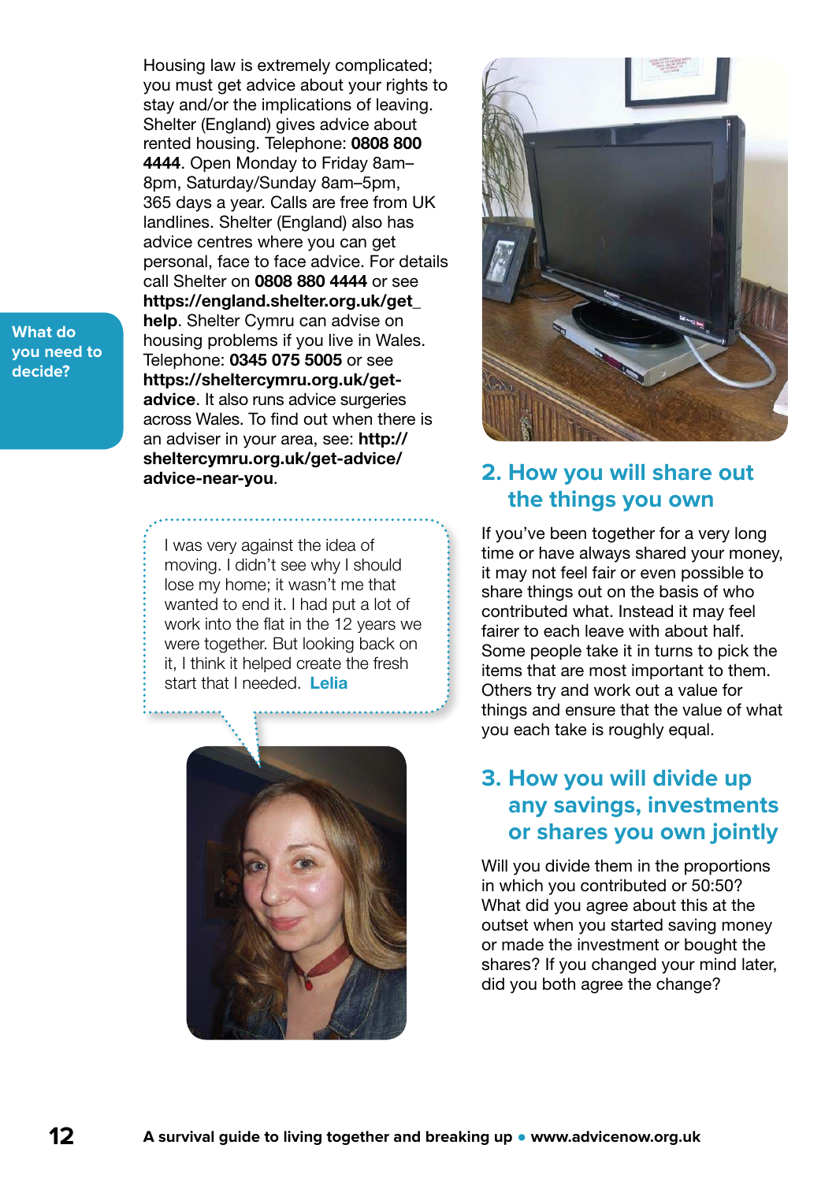What do you need to decide?

Housing law is extremely complicated; you must get advice about your rights to stay and/or the implications of leaving. Shelter (England) gives advice about rented housing. Telephone: **0808 800 4444**. Open Monday to Friday 8am–8pm, Saturday/Sunday 8am–5pm, 365 days a year. Calls are free from UK landlines. Shelter (England) also has advice centres where you can get personal, face to face advice. For details call Shelter on **0808 880 4444** or see **https://england.shelter.org.uk/get_help**. Shelter Cymru can advise on housing problems if you live in Wales. Telephone: **0345 075 5005** or see **https://sheltercymru.org.uk/get-advice**. It also runs advice surgeries across Wales. To find out when there is an adviser in your area, see: **http://sheltercymru.org.uk/get-advice/advice-near-you**.

> I was very against the idea of moving. I didn't see why I should lose my home; it wasn't me that wanted to end it. I had put a lot of work into the flat in the 12 years we were together. But looking back on it, I think it helped create the fresh start that I needed. **Lelia**

## 2. How you will share out the things you own

If you've been together for a very long time or have always shared your money, it may not feel fair or even possible to share things out on the basis of who contributed what. Instead it may feel fairer to each leave with about half. Some people take it in turns to pick the items that are most important to them. Others try and work out a value for things and ensure that the value of what you each take is roughly equal.

## 3. How you will divide up any savings, investments or shares you own jointly

Will you divide them in the proportions in which you contributed or 50:50? What did you agree about this at the outset when you started saving money or made the investment or bought the shares? If you changed your mind later, did you both agree the change?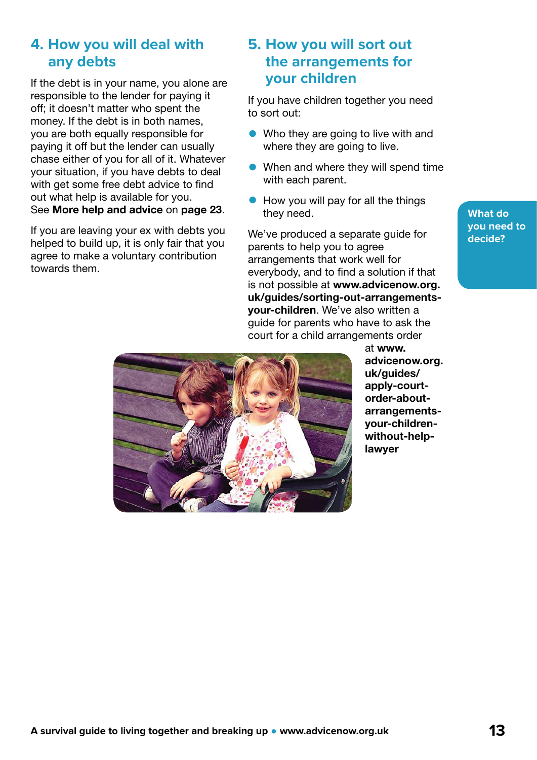## 4. How you will deal with any debts

If the debt is in your name, you alone are responsible to the lender for paying it off; it doesn't matter who spent the money. If the debt is in both names, you are both equally responsible for paying it off but the lender can usually chase either of you for all of it. Whatever your situation, if you have debts to deal with get some free debt advice to find out what help is available for you. See **More help and advice** on **page 23**.

If you are leaving your ex with debts you helped to build up, it is only fair that you agree to make a voluntary contribution towards them.

## 5. How you will sort out the arrangements for your children

If you have children together you need to sort out:

- Who they are going to live with and where they are going to live.
- When and where they will spend time with each parent.
- How you will pay for all the things they need.

We've produced a separate guide for parents to help you to agree arrangements that work well for everybody, and to find a solution if that is not possible at **www.advicenow.org.uk/guides/sorting-out-arrangements-your-children**. We've also written a guide for parents who have to ask the court for a child arrangements order at **www.advicenow.org.uk/guides/apply-court-order-about-arrangements-your-children-without-help-lawyer**

What do you need to decide?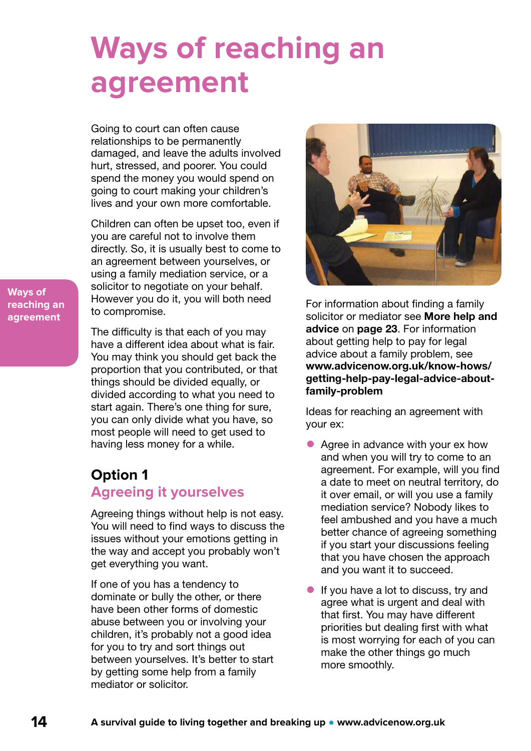# Ways of reaching an agreement

Going to court can often cause relationships to be permanently damaged, and leave the adults involved hurt, stressed, and poorer. You could spend the money you would spend on going to court making your children's lives and your own more comfortable.

Children can often be upset too, even if you are careful not to involve them directly. So, it is usually best to come to an agreement between yourselves, or using a family mediation service, or a solicitor to negotiate on your behalf. However you do it, you will both need to compromise.

The difficulty is that each of you may have a different idea about what is fair. You may think you should get back the proportion that you contributed, or that things should be divided equally, or divided according to what you need to start again. There's one thing for sure, you can only divide what you have, so most people will need to get used to having less money for a while.

## Option 1

### Agreeing it yourselves

Agreeing things without help is not easy. You will need to find ways to discuss the issues without your emotions getting in the way and accept you probably won't get everything you want.

If one of you has a tendency to dominate or bully the other, or there have been other forms of domestic abuse between you or involving your children, it's probably not a good idea for you to try and sort things out between yourselves. It's better to start by getting some help from a family mediator or solicitor.

For information about finding a family solicitor or mediator see **More help and advice** on **page 23**. For information about getting help to pay for legal advice about a family problem, see **www.advicenow.org.uk/know-hows/getting-help-pay-legal-advice-about-family-problem**

Ideas for reaching an agreement with your ex:

- Agree in advance with your ex how and when you will try to come to an agreement. For example, will you find a date to meet on neutral territory, do it over email, or will you use a family mediation service? Nobody likes to feel ambushed and you have a much better chance of agreeing something if you start your discussions feeling that you have chosen the approach and you want it to succeed.
- If you have a lot to discuss, try and agree what is urgent and deal with that first. You may have different priorities but dealing first with what is most worrying for each of you can make the other things go much more smoothly.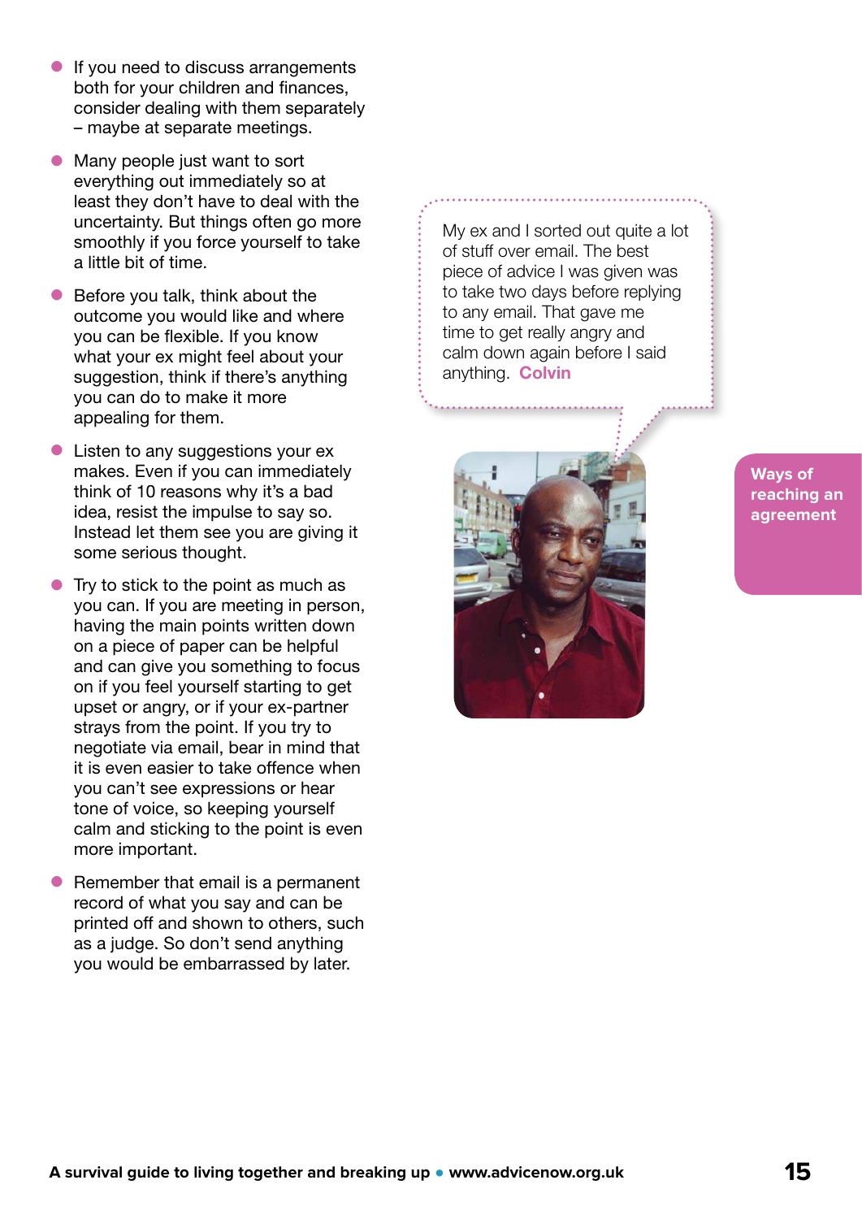- If you need to discuss arrangements both for your children and finances, consider dealing with them separately – maybe at separate meetings.
- Many people just want to sort everything out immediately so at least they don't have to deal with the uncertainty. But things often go more smoothly if you force yourself to take a little bit of time.
- Before you talk, think about the outcome you would like and where you can be flexible. If you know what your ex might feel about your suggestion, think if there's anything you can do to make it more appealing for them.
- Listen to any suggestions your ex makes. Even if you can immediately think of 10 reasons why it's a bad idea, resist the impulse to say so. Instead let them see you are giving it some serious thought.
- Try to stick to the point as much as you can. If you are meeting in person, having the main points written down on a piece of paper can be helpful and can give you something to focus on if you feel yourself starting to get upset or angry, or if your ex-partner strays from the point. If you try to negotiate via email, bear in mind that it is even easier to take offence when you can't see expressions or hear tone of voice, so keeping yourself calm and sticking to the point is even more important.
- Remember that email is a permanent record of what you say and can be printed off and shown to others, such as a judge. So don't send anything you would be embarrassed by later.

> My ex and I sorted out quite a lot of stuff over email. The best piece of advice I was given was to take two days before replying to any email. That gave me time to get really angry and calm down again before I said anything. **Colvin**

**Ways of reaching an agreement**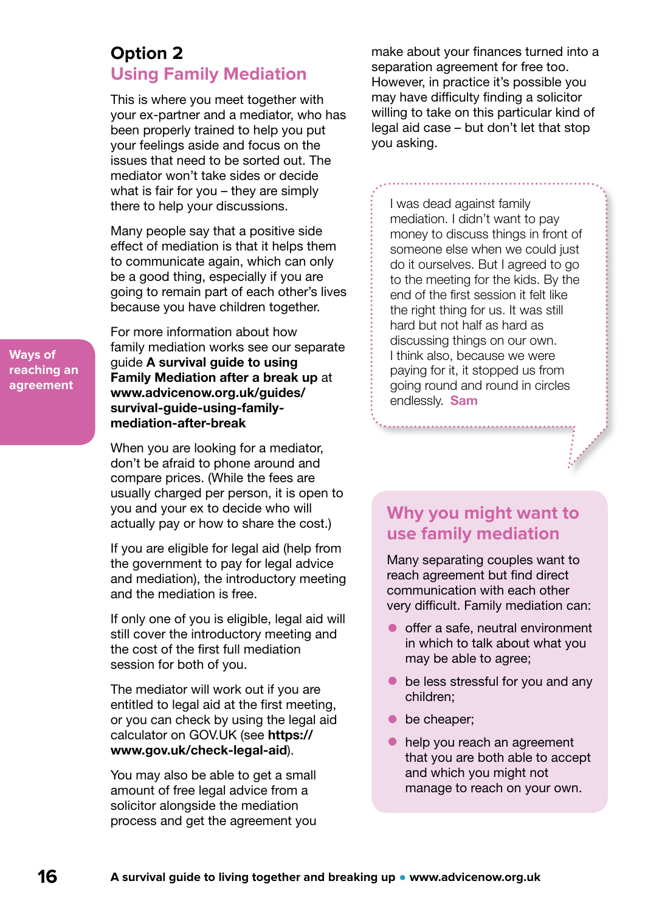## Option 2

## Using Family Mediation

This is where you meet together with your ex-partner and a mediator, who has been properly trained to help you put your feelings aside and focus on the issues that need to be sorted out. The mediator won't take sides or decide what is fair for you – they are simply there to help your discussions.

Many people say that a positive side effect of mediation is that it helps them to communicate again, which can only be a good thing, especially if you are going to remain part of each other's lives because you have children together.

For more information about how family mediation works see our separate guide **A survival guide to using Family Mediation after a break up** at **www.advicenow.org.uk/guides/survival-guide-using-family-mediation-after-break**

When you are looking for a mediator, don't be afraid to phone around and compare prices. (While the fees are usually charged per person, it is open to you and your ex to decide who will actually pay or how to share the cost.)

If you are eligible for legal aid (help from the government to pay for legal advice and mediation), the introductory meeting and the mediation is free.

If only one of you is eligible, legal aid will still cover the introductory meeting and the cost of the first full mediation session for both of you.

The mediator will work out if you are entitled to legal aid at the first meeting, or you can check by using the legal aid calculator on GOV.UK (see **https://www.gov.uk/check-legal-aid**).

You may also be able to get a small amount of free legal advice from a solicitor alongside the mediation process and get the agreement you make about your finances turned into a separation agreement for free too. However, in practice it's possible you may have difficulty finding a solicitor willing to take on this particular kind of legal aid case – but don't let that stop you asking.

Ways of reaching an agreement

> I was dead against family mediation. I didn't want to pay money to discuss things in front of someone else when we could just do it ourselves. But I agreed to go to the meeting for the kids. By the end of the first session it felt like the right thing for us. It was still hard but not half as hard as discussing things on our own. I think also, because we were paying for it, it stopped us from going round and round in circles endlessly. **Sam**

### Why you might want to use family mediation

Many separating couples want to reach agreement but find direct communication with each other very difficult. Family mediation can:

- offer a safe, neutral environment in which to talk about what you may be able to agree;
- be less stressful for you and any children;
- be cheaper;
- help you reach an agreement that you are both able to accept and which you might not manage to reach on your own.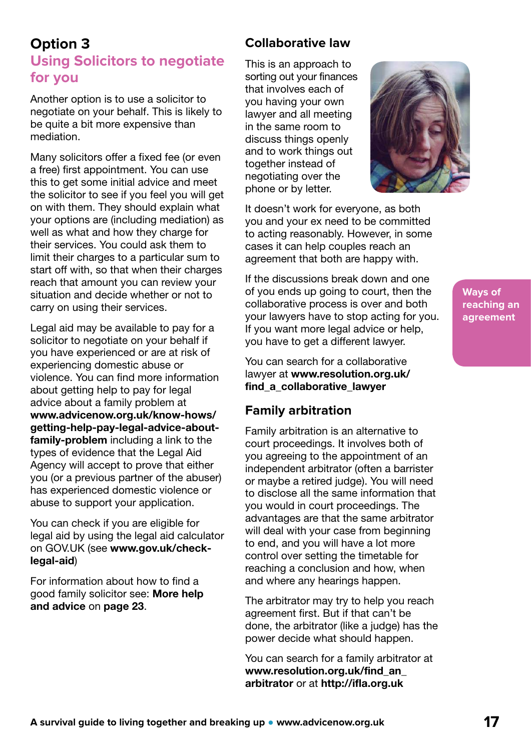## Option 3

### Using Solicitors to negotiate for you

Another option is to use a solicitor to negotiate on your behalf. This is likely to be quite a bit more expensive than mediation.

Many solicitors offer a fixed fee (or even a free) first appointment. You can use this to get some initial advice and meet the solicitor to see if you feel you will get on with them. They should explain what your options are (including mediation) as well as what and how they charge for their services. You could ask them to limit their charges to a particular sum to start off with, so that when their charges reach that amount you can review your situation and decide whether or not to carry on using their services.

Legal aid may be available to pay for a solicitor to negotiate on your behalf if you have experienced or are at risk of experiencing domestic abuse or violence. You can find more information about getting help to pay for legal advice about a family problem at **www.advicenow.org.uk/know-hows/getting-help-pay-legal-advice-about-family-problem** including a link to the types of evidence that the Legal Aid Agency will accept to prove that either you (or a previous partner of the abuser) has experienced domestic violence or abuse to support your application.

You can check if you are eligible for legal aid by using the legal aid calculator on GOV.UK (see **www.gov.uk/check-legal-aid**)

For information about how to find a good family solicitor see: **More help and advice** on **page 23**.

### Collaborative law

This is an approach to sorting out your finances that involves each of you having your own lawyer and all meeting in the same room to discuss things openly and to work things out together instead of negotiating over the phone or by letter.

It doesn't work for everyone, as both you and your ex need to be committed to acting reasonably. However, in some cases it can help couples reach an agreement that both are happy with.

If the discussions break down and one of you ends up going to court, then the collaborative process is over and both your lawyers have to stop acting for you. If you want more legal advice or help, you have to get a different lawyer.

You can search for a collaborative lawyer at **www.resolution.org.uk/find_a_collaborative_lawyer**

### Family arbitration

Family arbitration is an alternative to court proceedings. It involves both of you agreeing to the appointment of an independent arbitrator (often a barrister or maybe a retired judge). You will need to disclose all the same information that you would in court proceedings. The advantages are that the same arbitrator will deal with your case from beginning to end, and you will have a lot more control over setting the timetable for reaching a conclusion and how, when and where any hearings happen.

The arbitrator may try to help you reach agreement first. But if that can't be done, the arbitrator (like a judge) has the power decide what should happen.

You can search for a family arbitrator at **www.resolution.org.uk/find_an_arbitrator** or at **http://ifla.org.uk**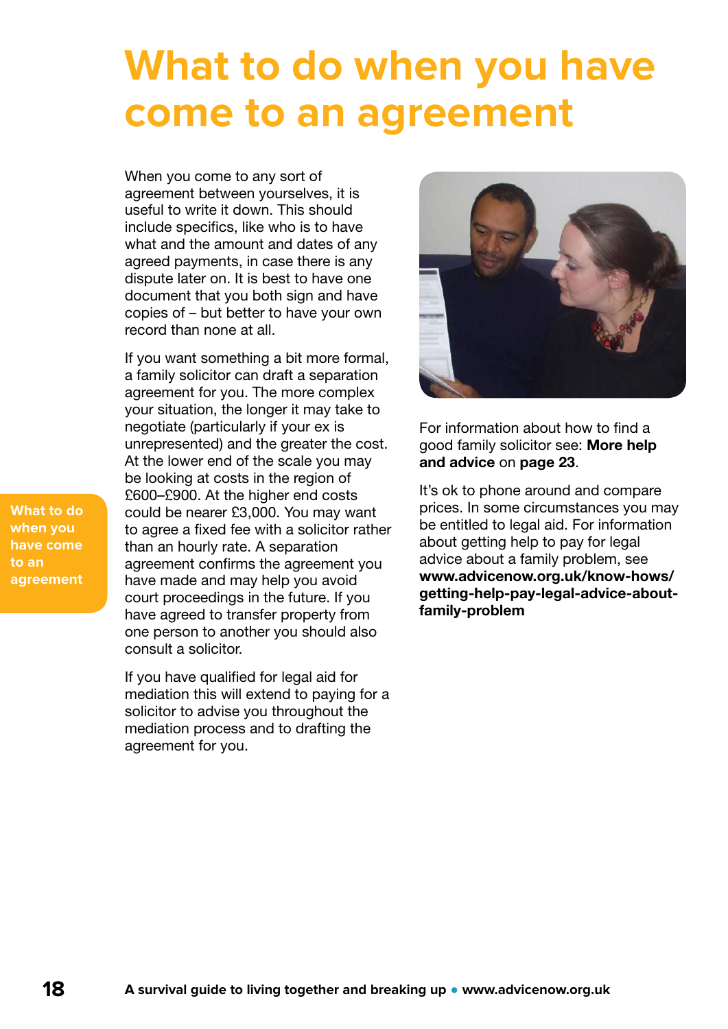# What to do when you have come to an agreement

When you come to any sort of agreement between yourselves, it is useful to write it down. This should include specifics, like who is to have what and the amount and dates of any agreed payments, in case there is any dispute later on. It is best to have one document that you both sign and have copies of – but better to have your own record than none at all.

If you want something a bit more formal, a family solicitor can draft a separation agreement for you. The more complex your situation, the longer it may take to negotiate (particularly if your ex is unrepresented) and the greater the cost. At the lower end of the scale you may be looking at costs in the region of £600–£900. At the higher end costs could be nearer £3,000. You may want to agree a fixed fee with a solicitor rather than an hourly rate. A separation agreement confirms the agreement you have made and may help you avoid court proceedings in the future. If you have agreed to transfer property from one person to another you should also consult a solicitor.

If you have qualified for legal aid for mediation this will extend to paying for a solicitor to advise you throughout the mediation process and to drafting the agreement for you.

For information about how to find a good family solicitor see: **More help and advice** on **page 23**.

It's ok to phone around and compare prices. In some circumstances you may be entitled to legal aid. For information about getting help to pay for legal advice about a family problem, see **www.advicenow.org.uk/know-hows/getting-help-pay-legal-advice-about-family-problem**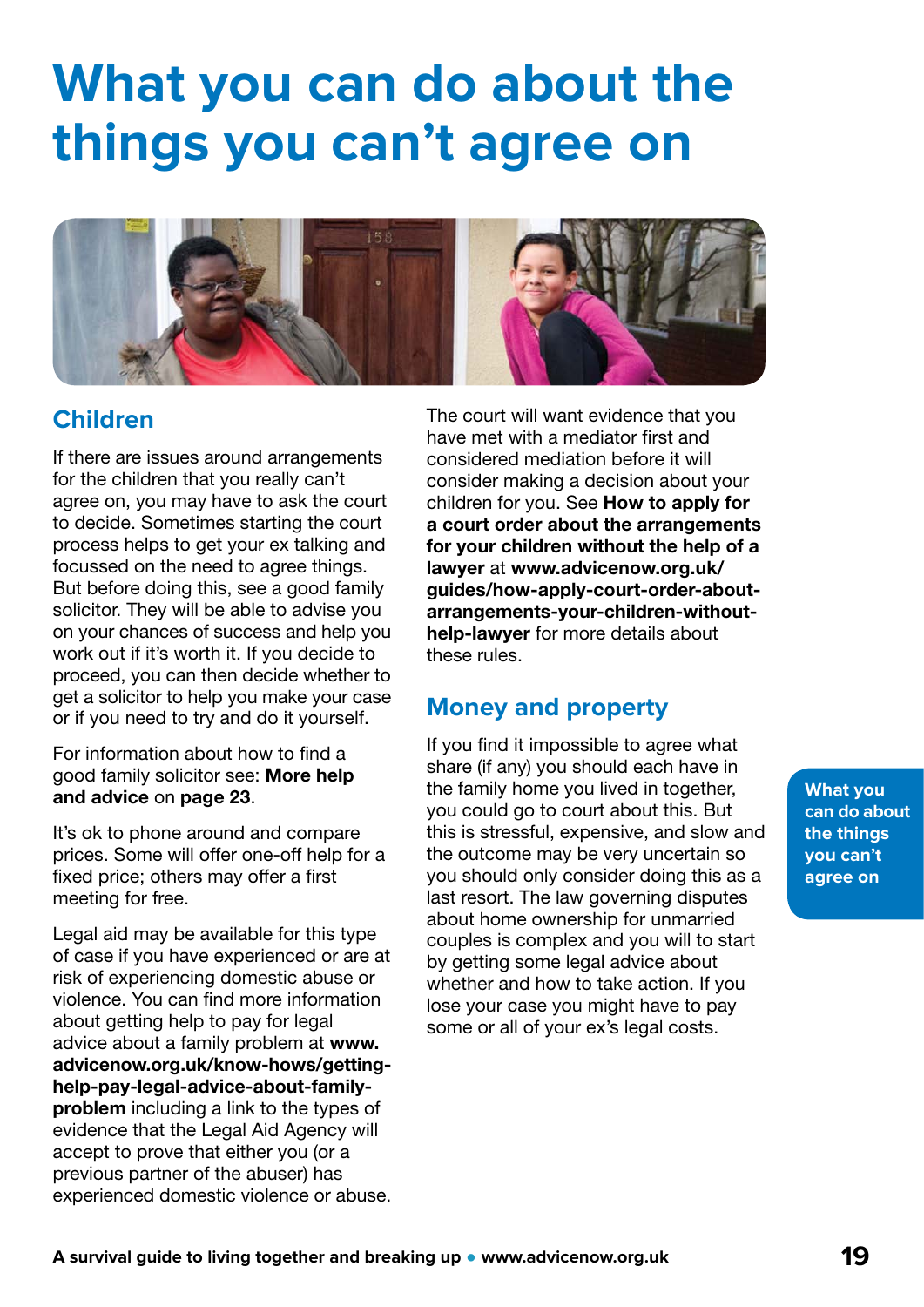# What you can do about the things you can't agree on

## Children

If there are issues around arrangements for the children that you really can't agree on, you may have to ask the court to decide. Sometimes starting the court process helps to get your ex talking and focussed on the need to agree things. But before doing this, see a good family solicitor. They will be able to advise you on your chances of success and help you work out if it's worth it. If you decide to proceed, you can then decide whether to get a solicitor to help you make your case or if you need to try and do it yourself.

For information about how to find a good family solicitor see: **More help and advice** on **page 23**.

It's ok to phone around and compare prices. Some will offer one-off help for a fixed price; others may offer a first meeting for free.

Legal aid may be available for this type of case if you have experienced or are at risk of experiencing domestic abuse or violence. You can find more information about getting help to pay for legal advice about a family problem at **www.advicenow.org.uk/know-hows/getting-help-pay-legal-advice-about-family-problem** including a link to the types of evidence that the Legal Aid Agency will accept to prove that either you (or a previous partner of the abuser) has experienced domestic violence or abuse.

The court will want evidence that you have met with a mediator first and considered mediation before it will consider making a decision about your children for you. See **How to apply for a court order about the arrangements for your children without the help of a lawyer** at **www.advicenow.org.uk/guides/how-apply-court-order-about-arrangements-your-children-without-help-lawyer** for more details about these rules.

## Money and property

If you find it impossible to agree what share (if any) you should each have in the family home you lived in together, you could go to court about this. But this is stressful, expensive, and slow and the outcome may be very uncertain so you should only consider doing this as a last resort. The law governing disputes about home ownership for unmarried couples is complex and you will to start by getting some legal advice about whether and how to take action. If you lose your case you might have to pay some or all of your ex's legal costs.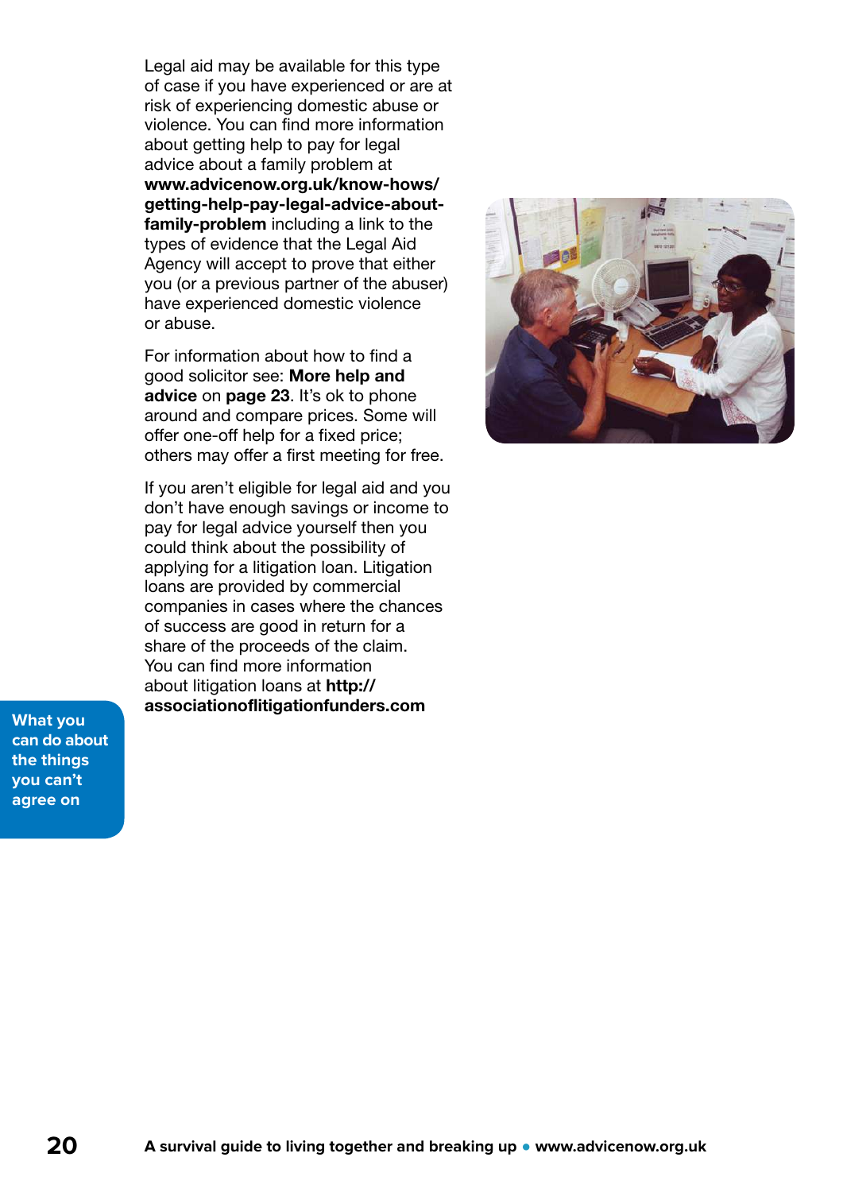Legal aid may be available for this type of case if you have experienced or are at risk of experiencing domestic abuse or violence. You can find more information about getting help to pay for legal advice about a family problem at **www.advicenow.org.uk/know-hows/getting-help-pay-legal-advice-about-family-problem** including a link to the types of evidence that the Legal Aid Agency will accept to prove that either you (or a previous partner of the abuser) have experienced domestic violence or abuse.

For information about how to find a good solicitor see: **More help and advice** on **page 23**. It's ok to phone around and compare prices. Some will offer one-off help for a fixed price; others may offer a first meeting for free.

If you aren't eligible for legal aid and you don't have enough savings or income to pay for legal advice yourself then you could think about the possibility of applying for a litigation loan. Litigation loans are provided by commercial companies in cases where the chances of success are good in return for a share of the proceeds of the claim. You can find more information about litigation loans at **http://associationoflitigationfunders.com**

**What you can do about the things you can't agree on**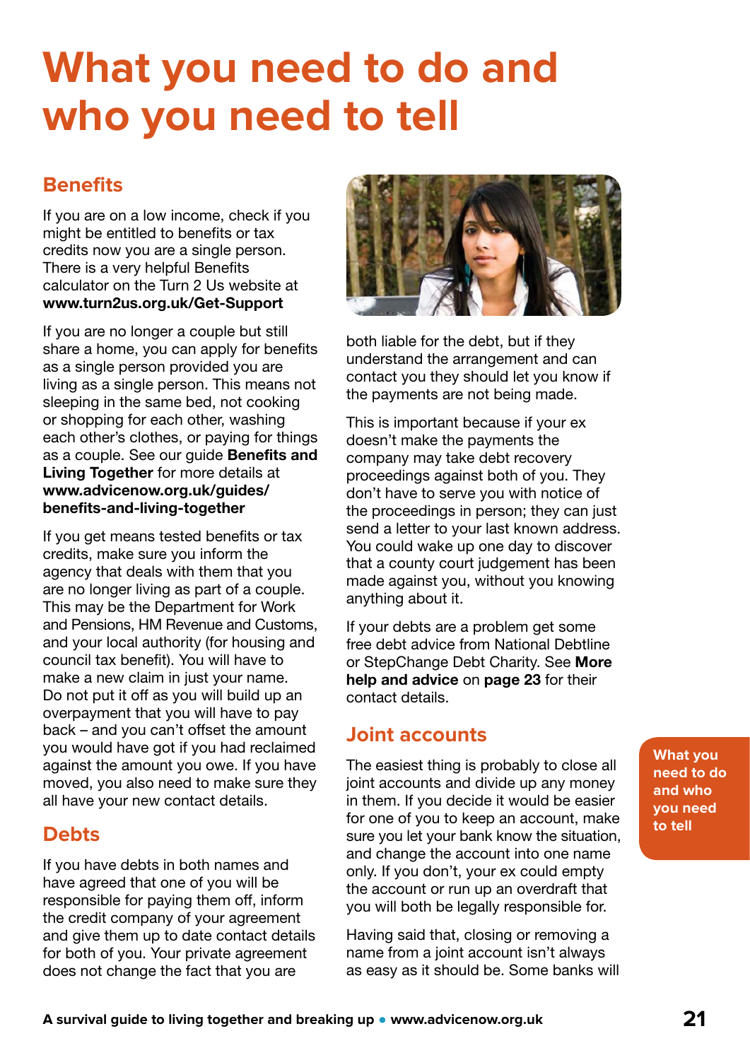# What you need to do and who you need to tell

## Benefits

If you are on a low income, check if you might be entitled to benefits or tax credits now you are a single person. There is a very helpful Benefits calculator on the Turn 2 Us website at **www.turn2us.org.uk/Get-Support**

If you are no longer a couple but still share a home, you can apply for benefits as a single person provided you are living as a single person. This means not sleeping in the same bed, not cooking or shopping for each other, washing each other's clothes, or paying for things as a couple. See our guide **Benefits and Living Together** for more details at **www.advicenow.org.uk/guides/benefits-and-living-together**

If you get means tested benefits or tax credits, make sure you inform the agency that deals with them that you are no longer living as part of a couple. This may be the Department for Work and Pensions, HM Revenue and Customs, and your local authority (for housing and council tax benefit). You will have to make a new claim in just your name. Do not put it off as you will build up an overpayment that you will have to pay back – and you can't offset the amount you would have got if you had reclaimed against the amount you owe. If you have moved, you also need to make sure they all have your new contact details.

## Debts

If you have debts in both names and have agreed that one of you will be responsible for paying them off, inform the credit company of your agreement and give them up to date contact details for both of you. Your private agreement does not change the fact that you are both liable for the debt, but if they understand the arrangement and can contact you they should let you know if the payments are not being made.

This is important because if your ex doesn't make the payments the company may take debt recovery proceedings against both of you. They don't have to serve you with notice of the proceedings in person; they can just send a letter to your last known address. You could wake up one day to discover that a county court judgement has been made against you, without you knowing anything about it.

If your debts are a problem get some free debt advice from National Debtline or StepChange Debt Charity. See **More help and advice** on **page 23** for their contact details.

## Joint accounts

The easiest thing is probably to close all joint accounts and divide up any money in them. If you decide it would be easier for one of you to keep an account, make sure you let your bank know the situation, and change the account into one name only. If you don't, your ex could empty the account or run up an overdraft that you will both be legally responsible for.

Having said that, closing or removing a name from a joint account isn't always as easy as it should be. Some banks will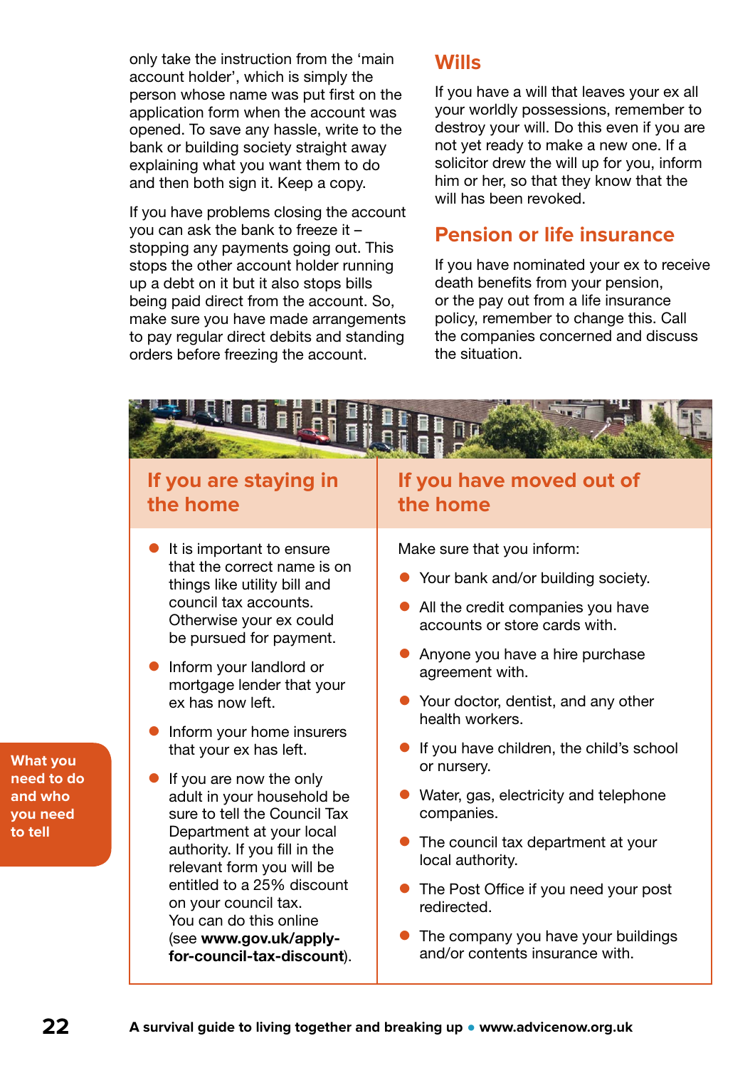only take the instruction from the 'main account holder', which is simply the person whose name was put first on the application form when the account was opened. To save any hassle, write to the bank or building society straight away explaining what you want them to do and then both sign it. Keep a copy.

If you have problems closing the account you can ask the bank to freeze it – stopping any payments going out. This stops the other account holder running up a debt on it but it also stops bills being paid direct from the account. So, make sure you have made arrangements to pay regular direct debits and standing orders before freezing the account.

## Wills

If you have a will that leaves your ex all your worldly possessions, remember to destroy your will. Do this even if you are not yet ready to make a new one. If a solicitor drew the will up for you, inform him or her, so that they know that the will has been revoked.

## Pension or life insurance

If you have nominated your ex to receive death benefits from your pension, or the pay out from a life insurance policy, remember to change this. Call the companies concerned and discuss the situation.

**What you need to do and who you need to tell**

### If you are staying in the home

- It is important to ensure that the correct name is on things like utility bill and council tax accounts. Otherwise your ex could be pursued for payment.
- Inform your landlord or mortgage lender that your ex has now left.
- Inform your home insurers that your ex has left.
- If you are now the only adult in your household be sure to tell the Council Tax Department at your local authority. If you fill in the relevant form you will be entitled to a 25% discount on your council tax. You can do this online (see **www.gov.uk/apply-for-council-tax-discount**).

### If you have moved out of the home

Make sure that you inform:

- Your bank and/or building society.
- All the credit companies you have accounts or store cards with.
- Anyone you have a hire purchase agreement with.
- Your doctor, dentist, and any other health workers.
- If you have children, the child's school or nursery.
- Water, gas, electricity and telephone companies.
- The council tax department at your local authority.
- The Post Office if you need your post redirected.
- The company you have your buildings and/or contents insurance with.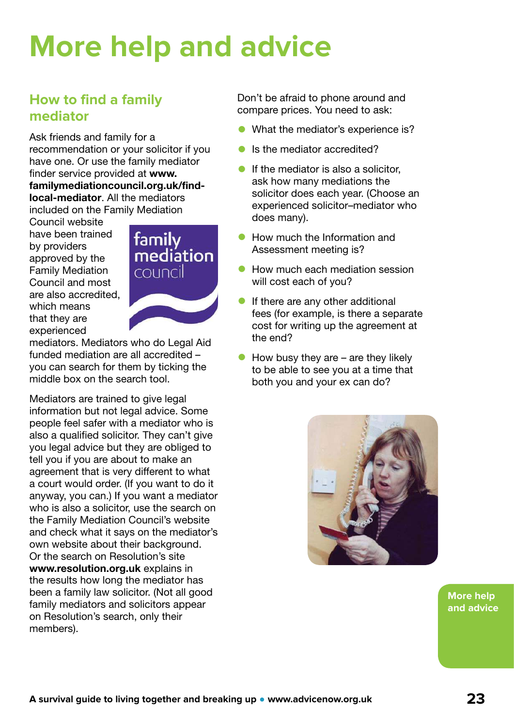# More help and advice

## How to find a family mediator

Ask friends and family for a recommendation or your solicitor if you have one. Or use the family mediator finder service provided at **www.familymediationcouncil.org.uk/find-local-mediator**. All the mediators included on the Family Mediation Council website have been trained by providers approved by the Family Mediation Council and most are also accredited, which means that they are experienced mediators. Mediators who do Legal Aid funded mediation are all accredited – you can search for them by ticking the middle box on the search tool.

Mediators are trained to give legal information but not legal advice. Some people feel safer with a mediator who is also a qualified solicitor. They can't give you legal advice but they are obliged to tell you if you are about to make an agreement that is very different to what a court would order. (If you want to do it anyway, you can.) If you want a mediator who is also a solicitor, use the search on the Family Mediation Council's website and check what it says on the mediator's own website about their background. Or the search on Resolution's site **www.resolution.org.uk** explains in the results how long the mediator has been a family law solicitor. (Not all good family mediators and solicitors appear on Resolution's search, only their members).

Don't be afraid to phone around and compare prices. You need to ask:

- What the mediator's experience is?
- Is the mediator accredited?
- If the mediator is also a solicitor, ask how many mediations the solicitor does each year. (Choose an experienced solicitor–mediator who does many).
- How much the Information and Assessment meeting is?
- How much each mediation session will cost each of you?
- If there are any other additional fees (for example, is there a separate cost for writing up the agreement at the end?
- How busy they are – are they likely to be able to see you at a time that both you and your ex can do?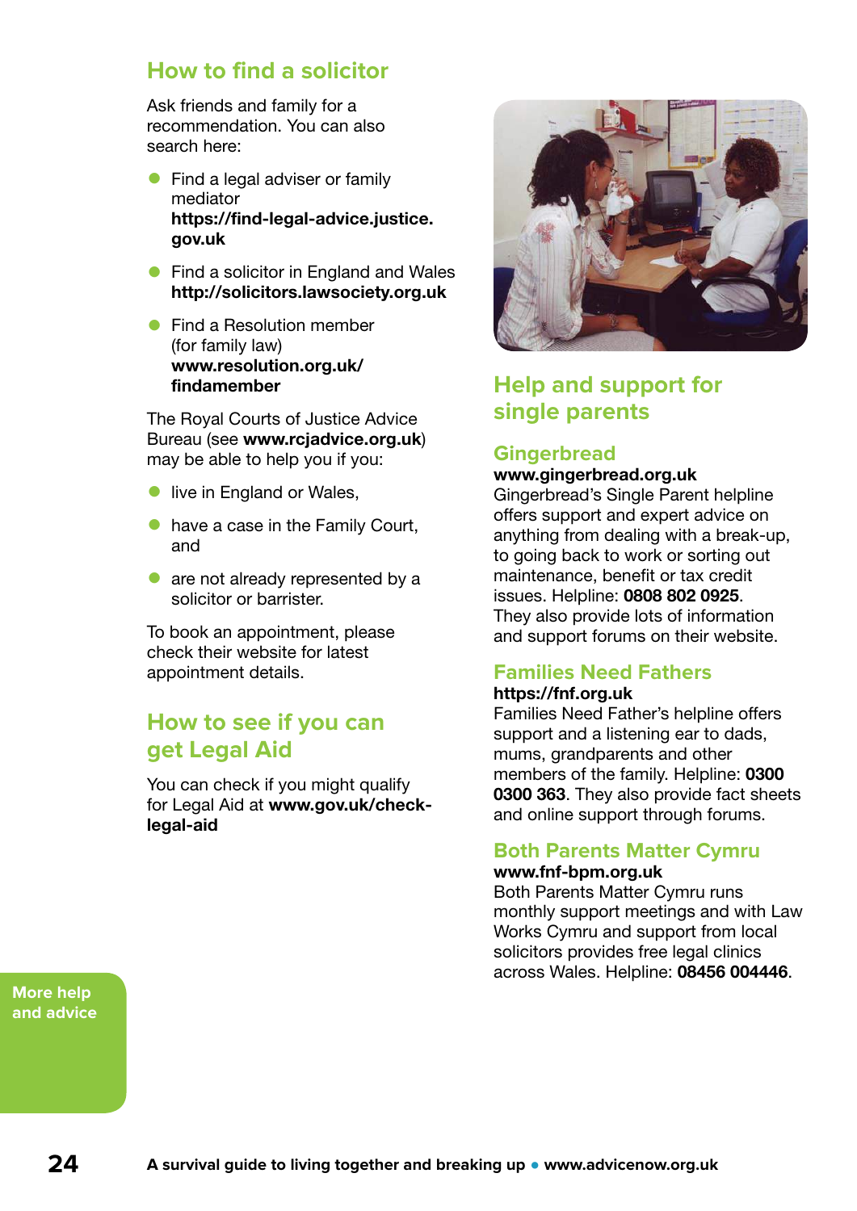## How to find a solicitor

Ask friends and family for a recommendation. You can also search here:

- Find a legal adviser or family mediator **https://find-legal-advice.justice.gov.uk**
- Find a solicitor in England and Wales **http://solicitors.lawsociety.org.uk**
- Find a Resolution member (for family law) **www.resolution.org.uk/findamember**

The Royal Courts of Justice Advice Bureau (see **www.rcjadvice.org.uk**) may be able to help you if you:

- live in England or Wales,
- have a case in the Family Court, and
- are not already represented by a solicitor or barrister.

To book an appointment, please check their website for latest appointment details.

## How to see if you can get Legal Aid

You can check if you might qualify for Legal Aid at **www.gov.uk/check-legal-aid**

## Help and support for single parents

### Gingerbread

**www.gingerbread.org.uk**
Gingerbread's Single Parent helpline offers support and expert advice on anything from dealing with a break-up, to going back to work or sorting out maintenance, benefit or tax credit issues. Helpline: **0808 802 0925**. They also provide lots of information and support forums on their website.

### Families Need Fathers

**https://fnf.org.uk**
Families Need Father's helpline offers support and a listening ear to dads, mums, grandparents and other members of the family. Helpline: **0300 0300 363**. They also provide fact sheets and online support through forums.

### Both Parents Matter Cymru

**www.fnf-bpm.org.uk**
Both Parents Matter Cymru runs monthly support meetings and with Law Works Cymru and support from local solicitors provides free legal clinics across Wales. Helpline: **08456 004446**.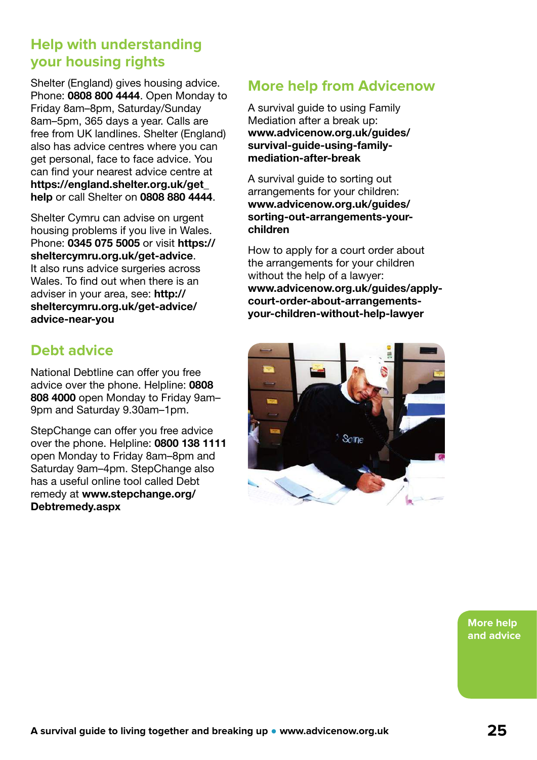## Help with understanding your housing rights

Shelter (England) gives housing advice. Phone: **0808 800 4444**. Open Monday to Friday 8am–8pm, Saturday/Sunday 8am–5pm, 365 days a year. Calls are free from UK landlines. Shelter (England) also has advice centres where you can get personal, face to face advice. You can find your nearest advice centre at **https://england.shelter.org.uk/get_help** or call Shelter on **0808 880 4444**.

Shelter Cymru can advise on urgent housing problems if you live in Wales. Phone: **0345 075 5005** or visit **https://sheltercymru.org.uk/get-advice**. It also runs advice surgeries across Wales. To find out when there is an adviser in your area, see: **http://sheltercymru.org.uk/get-advice/advice-near-you**

## Debt advice

National Debtline can offer you free advice over the phone. Helpline: **0808 808 4000** open Monday to Friday 9am–9pm and Saturday 9.30am–1pm.

StepChange can offer you free advice over the phone. Helpline: **0800 138 1111** open Monday to Friday 8am–8pm and Saturday 9am–4pm. StepChange also has a useful online tool called Debt remedy at **www.stepchange.org/Debtremedy.aspx**

## More help from Advicenow

A survival guide to using Family Mediation after a break up: **www.advicenow.org.uk/guides/survival-guide-using-family-mediation-after-break**

A survival guide to sorting out arrangements for your children: **www.advicenow.org.uk/guides/sorting-out-arrangements-your-children**

How to apply for a court order about the arrangements for your children without the help of a lawyer: **www.advicenow.org.uk/guides/apply-court-order-about-arrangements-your-children-without-help-lawyer**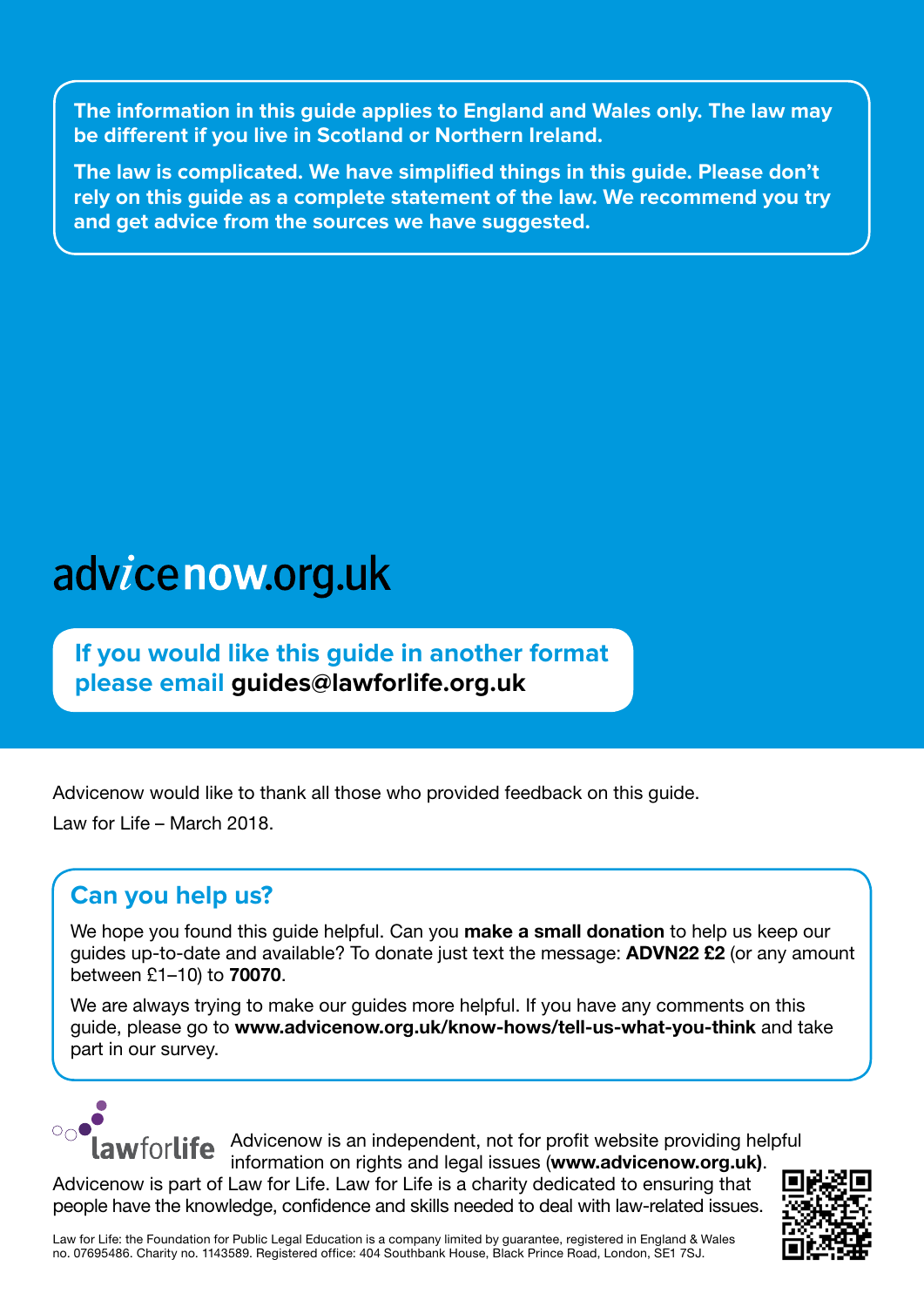**The information in this guide applies to England and Wales only. The law may be different if you live in Scotland or Northern Ireland.**

**The law is complicated. We have simplified things in this guide. Please don't rely on this guide as a complete statement of the law. We recommend you try and get advice from the sources we have suggested.**

advicenow.org.uk

**If you would like this guide in another format please email guides@lawforlife.org.uk**

Advicenow would like to thank all those who provided feedback on this guide.

Law for Life – March 2018.

## Can you help us?

We hope you found this guide helpful. Can you **make a small donation** to help us keep our guides up-to-date and available? To donate just text the message: **ADVN22 £2** (or any amount between £1–10) to **70070**.

We are always trying to make our guides more helpful. If you have any comments on this guide, please go to **www.advicenow.org.uk/know-hows/tell-us-what-you-think** and take part in our survey.

lawforlife

Advicenow is an independent, not for profit website providing helpful information on rights and legal issues (**www.advicenow.org.uk)**.

Advicenow is part of Law for Life. Law for Life is a charity dedicated to ensuring that people have the knowledge, confidence and skills needed to deal with law-related issues.

Law for Life: the Foundation for Public Legal Education is a company limited by guarantee, registered in England & Wales no. 07695486. Charity no. 1143589. Registered office: 404 Southbank House, Black Prince Road, London, SE1 7SJ.